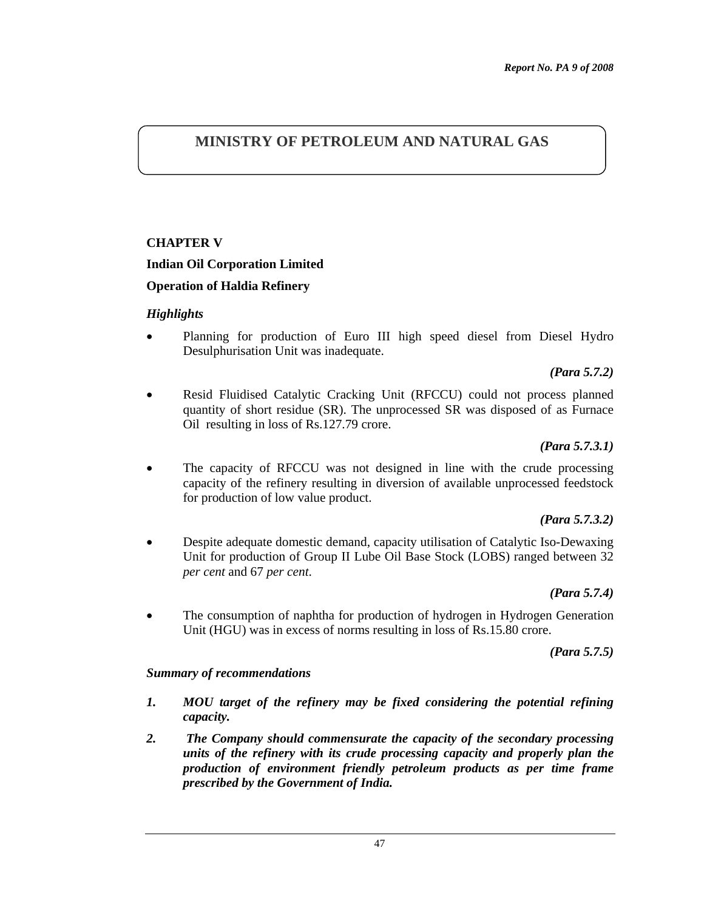# MINISTRY OF PETROLEUM AND NATURAL GAS

## CHAPTER V

## Indian Oil Corporation Limited

## Operation of Haldia Refinery

### *Highlights*

- Planning for production of Euro III high speed diesel from Diesel Hydro Desulphurisation Unit was inadequate.

  ***(Para 5.7.2)***

- Resid Fluidised Catalytic Cracking Unit (RFCCU) could not process planned quantity of short residue (SR). The unprocessed SR was disposed of as Furnace Oil resulting in loss of Rs.127.79 crore.

  ***(Para 5.7.3.1)***

- The capacity of RFCCU was not designed in line with the crude processing capacity of the refinery resulting in diversion of available unprocessed feedstock for production of low value product.

  ***(Para 5.7.3.2)***

- Despite adequate domestic demand, capacity utilisation of Catalytic Iso-Dewaxing Unit for production of Group II Lube Oil Base Stock (LOBS) ranged between 32 *per cent* and 67 *per cent*.

  ***(Para 5.7.4)***

- The consumption of naphtha for production of hydrogen in Hydrogen Generation Unit (HGU) was in excess of norms resulting in loss of Rs.15.80 crore.

  ***(Para 5.7.5)***

### *Summary of recommendations*

1. ***MOU target of the refinery may be fixed considering the potential refining capacity.***
2. ***The Company should commensurate the capacity of the secondary processing units of the refinery with its crude processing capacity and properly plan the production of environment friendly petroleum products as per time frame prescribed by the Government of India.***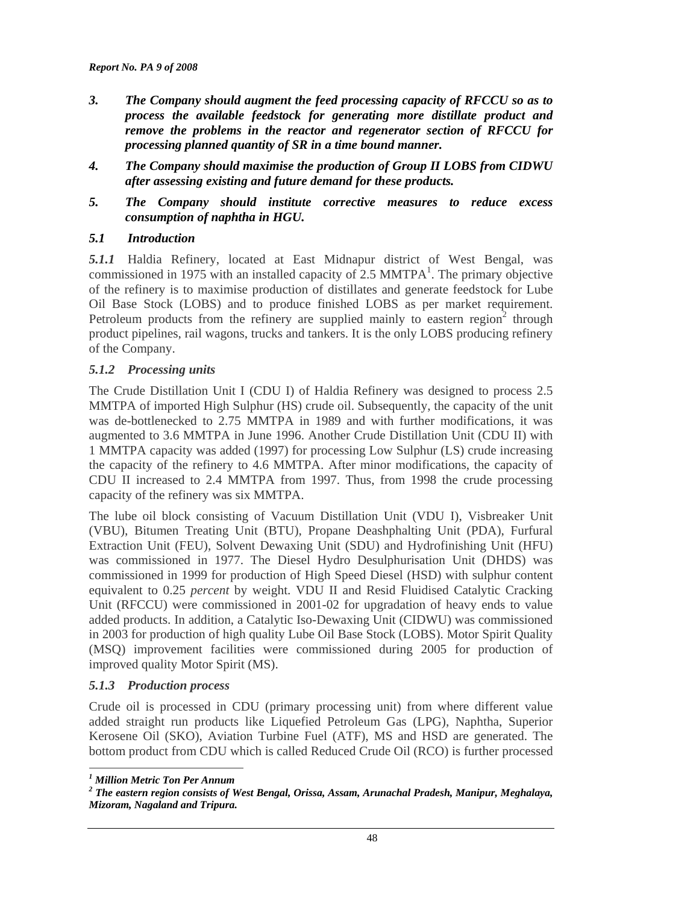3. ***The Company should augment the feed processing capacity of RFCCU so as to process the available feedstock for generating more distillate product and remove the problems in the reactor and regenerator section of RFCCU for processing planned quantity of SR in a time bound manner.***

4. ***The Company should maximise the production of Group II LOBS from CIDWU after assessing existing and future demand for these products.***

5. ***The Company should institute corrective measures to reduce excess consumption of naphtha in HGU.***

### *5.1 Introduction*

***5.1.1*** Haldia Refinery, located at East Midnapur district of West Bengal, was commissioned in 1975 with an installed capacity of 2.5 MMTPA[1]. The primary objective of the refinery is to maximise production of distillates and generate feedstock for Lube Oil Base Stock (LOBS) and to produce finished LOBS as per market requirement. Petroleum products from the refinery are supplied mainly to eastern region[2] through product pipelines, rail wagons, trucks and tankers. It is the only LOBS producing refinery of the Company.

#### *5.1.2 Processing units*

The Crude Distillation Unit I (CDU I) of Haldia Refinery was designed to process 2.5 MMTPA of imported High Sulphur (HS) crude oil. Subsequently, the capacity of the unit was de-bottlenecked to 2.75 MMTPA in 1989 and with further modifications, it was augmented to 3.6 MMTPA in June 1996. Another Crude Distillation Unit (CDU II) with 1 MMTPA capacity was added (1997) for processing Low Sulphur (LS) crude increasing the capacity of the refinery to 4.6 MMTPA. After minor modifications, the capacity of CDU II increased to 2.4 MMTPA from 1997. Thus, from 1998 the crude processing capacity of the refinery was six MMTPA.

The lube oil block consisting of Vacuum Distillation Unit (VDU I), Visbreaker Unit (VBU), Bitumen Treating Unit (BTU), Propane Deashphalting Unit (PDA), Furfural Extraction Unit (FEU), Solvent Dewaxing Unit (SDU) and Hydrofinishing Unit (HFU) was commissioned in 1977. The Diesel Hydro Desulphurisation Unit (DHDS) was commissioned in 1999 for production of High Speed Diesel (HSD) with sulphur content equivalent to 0.25 *percent* by weight. VDU II and Resid Fluidised Catalytic Cracking Unit (RFCCU) were commissioned in 2001-02 for upgradation of heavy ends to value added products. In addition, a Catalytic Iso-Dewaxing Unit (CIDWU) was commissioned in 2003 for production of high quality Lube Oil Base Stock (LOBS). Motor Spirit Quality (MSQ) improvement facilities were commissioned during 2005 for production of improved quality Motor Spirit (MS).

#### *5.1.3 Production process*

Crude oil is processed in CDU (primary processing unit) from where different value added straight run products like Liquefied Petroleum Gas (LPG), Naphtha, Superior Kerosene Oil (SKO), Aviation Turbine Fuel (ATF), MS and HSD are generated. The bottom product from CDU which is called Reduced Crude Oil (RCO) is further processed

---

***[1] Million Metric Ton Per Annum***

***[2] The eastern region consists of West Bengal, Orissa, Assam, Arunachal Pradesh, Manipur, Meghalaya, Mizoram, Nagaland and Tripura.***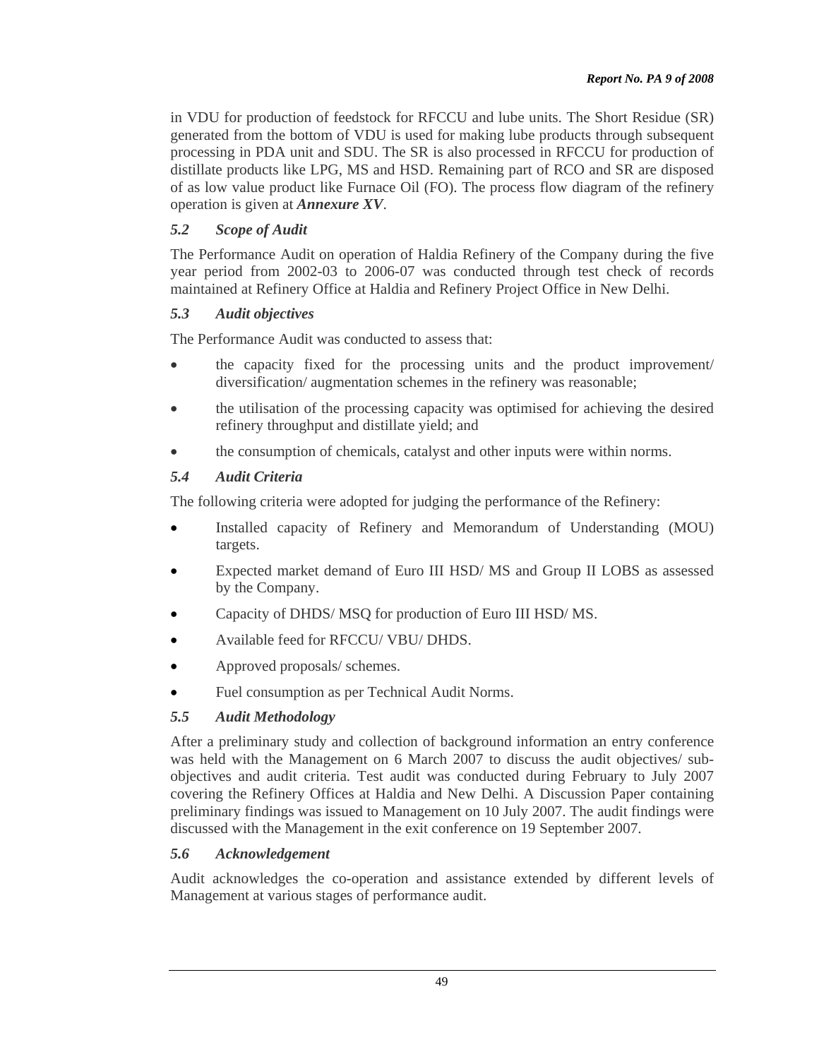in VDU for production of feedstock for RFCCU and lube units. The Short Residue (SR) generated from the bottom of VDU is used for making lube products through subsequent processing in PDA unit and SDU. The SR is also processed in RFCCU for production of distillate products like LPG, MS and HSD. Remaining part of RCO and SR are disposed of as low value product like Furnace Oil (FO). The process flow diagram of the refinery operation is given at ***Annexure XV***.

### *5.2 Scope of Audit*

The Performance Audit on operation of Haldia Refinery of the Company during the five year period from 2002-03 to 2006-07 was conducted through test check of records maintained at Refinery Office at Haldia and Refinery Project Office in New Delhi.

### *5.3 Audit objectives*

The Performance Audit was conducted to assess that:

- the capacity fixed for the processing units and the product improvement/ diversification/ augmentation schemes in the refinery was reasonable;
- the utilisation of the processing capacity was optimised for achieving the desired refinery throughput and distillate yield; and
- the consumption of chemicals, catalyst and other inputs were within norms.

### *5.4 Audit Criteria*

The following criteria were adopted for judging the performance of the Refinery:

- Installed capacity of Refinery and Memorandum of Understanding (MOU) targets.
- Expected market demand of Euro III HSD/ MS and Group II LOBS as assessed by the Company.
- Capacity of DHDS/ MSQ for production of Euro III HSD/ MS.
- Available feed for RFCCU/ VBU/ DHDS.
- Approved proposals/ schemes.
- Fuel consumption as per Technical Audit Norms.

### *5.5 Audit Methodology*

After a preliminary study and collection of background information an entry conference was held with the Management on 6 March 2007 to discuss the audit objectives/ sub-objectives and audit criteria. Test audit was conducted during February to July 2007 covering the Refinery Offices at Haldia and New Delhi. A Discussion Paper containing preliminary findings was issued to Management on 10 July 2007. The audit findings were discussed with the Management in the exit conference on 19 September 2007.

### *5.6 Acknowledgement*

Audit acknowledges the co-operation and assistance extended by different levels of Management at various stages of performance audit.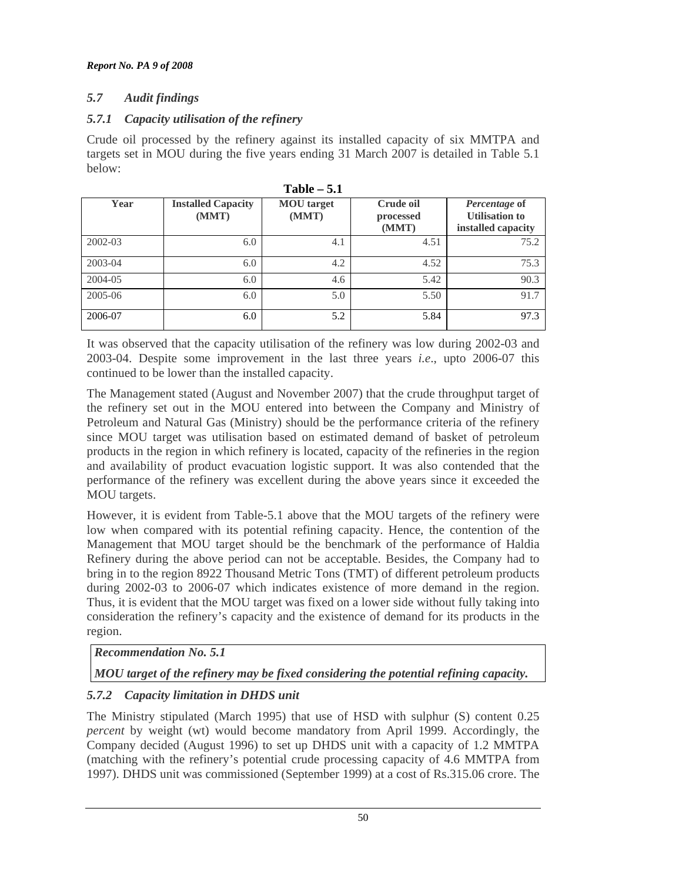### *5.7 Audit findings*

### *5.7.1 Capacity utilisation of the refinery*

Crude oil processed by the refinery against its installed capacity of six MMTPA and targets set in MOU during the five years ending 31 March 2007 is detailed in Table 5.1 below:

**Table – 5.1**

| Year | Installed Capacity (MMT) | MOU target (MMT) | Crude oil processed (MMT) | *Percentage* of Utilisation to installed capacity |
|---|---|---|---|---|
| 2002-03 | 6.0 | 4.1 | 4.51 | 75.2 |
| 2003-04 | 6.0 | 4.2 | 4.52 | 75.3 |
| 2004-05 | 6.0 | 4.6 | 5.42 | 90.3 |
| 2005-06 | 6.0 | 5.0 | 5.50 | 91.7 |
| 2006-07 | 6.0 | 5.2 | 5.84 | 97.3 |

It was observed that the capacity utilisation of the refinery was low during 2002-03 and 2003-04. Despite some improvement in the last three years *i.e*., upto 2006-07 this continued to be lower than the installed capacity.

The Management stated (August and November 2007) that the crude throughput target of the refinery set out in the MOU entered into between the Company and Ministry of Petroleum and Natural Gas (Ministry) should be the performance criteria of the refinery since MOU target was utilisation based on estimated demand of basket of petroleum products in the region in which refinery is located, capacity of the refineries in the region and availability of product evacuation logistic support. It was also contended that the performance of the refinery was excellent during the above years since it exceeded the MOU targets.

However, it is evident from Table-5.1 above that the MOU targets of the refinery were low when compared with its potential refining capacity. Hence, the contention of the Management that MOU target should be the benchmark of the performance of Haldia Refinery during the above period can not be acceptable. Besides, the Company had to bring in to the region 8922 Thousand Metric Tons (TMT) of different petroleum products during 2002-03 to 2006-07 which indicates existence of more demand in the region. Thus, it is evident that the MOU target was fixed on a lower side without fully taking into consideration the refinery's capacity and the existence of demand for its products in the region.

***Recommendation No. 5.1***

***MOU target of the refinery may be fixed considering the potential refining capacity.***

### *5.7.2 Capacity limitation in DHDS unit*

The Ministry stipulated (March 1995) that use of HSD with sulphur (S) content 0.25 *percent* by weight (wt) would become mandatory from April 1999. Accordingly, the Company decided (August 1996) to set up DHDS unit with a capacity of 1.2 MMTPA (matching with the refinery's potential crude processing capacity of 4.6 MMTPA from 1997). DHDS unit was commissioned (September 1999) at a cost of Rs.315.06 crore. The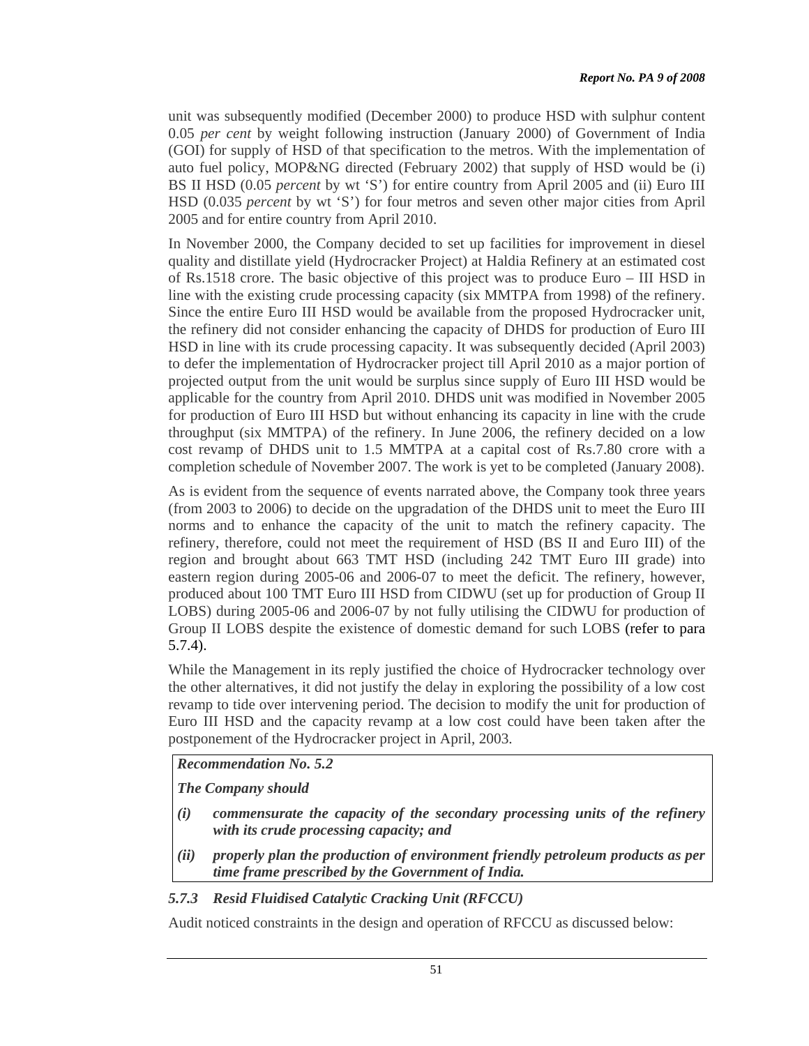unit was subsequently modified (December 2000) to produce HSD with sulphur content 0.05 *per cent* by weight following instruction (January 2000) of Government of India (GOI) for supply of HSD of that specification to the metros. With the implementation of auto fuel policy, MOP&NG directed (February 2002) that supply of HSD would be (i) BS II HSD (0.05 *percent* by wt 'S') for entire country from April 2005 and (ii) Euro III HSD (0.035 *percent* by wt 'S') for four metros and seven other major cities from April 2005 and for entire country from April 2010.

In November 2000, the Company decided to set up facilities for improvement in diesel quality and distillate yield (Hydrocracker Project) at Haldia Refinery at an estimated cost of Rs.1518 crore. The basic objective of this project was to produce Euro – III HSD in line with the existing crude processing capacity (six MMTPA from 1998) of the refinery. Since the entire Euro III HSD would be available from the proposed Hydrocracker unit, the refinery did not consider enhancing the capacity of DHDS for production of Euro III HSD in line with its crude processing capacity. It was subsequently decided (April 2003) to defer the implementation of Hydrocracker project till April 2010 as a major portion of projected output from the unit would be surplus since supply of Euro III HSD would be applicable for the country from April 2010. DHDS unit was modified in November 2005 for production of Euro III HSD but without enhancing its capacity in line with the crude throughput (six MMTPA) of the refinery. In June 2006, the refinery decided on a low cost revamp of DHDS unit to 1.5 MMTPA at a capital cost of Rs.7.80 crore with a completion schedule of November 2007. The work is yet to be completed (January 2008).

As is evident from the sequence of events narrated above, the Company took three years (from 2003 to 2006) to decide on the upgradation of the DHDS unit to meet the Euro III norms and to enhance the capacity of the unit to match the refinery capacity. The refinery, therefore, could not meet the requirement of HSD (BS II and Euro III) of the region and brought about 663 TMT HSD (including 242 TMT Euro III grade) into eastern region during 2005-06 and 2006-07 to meet the deficit. The refinery, however, produced about 100 TMT Euro III HSD from CIDWU (set up for production of Group II LOBS) during 2005-06 and 2006-07 by not fully utilising the CIDWU for production of Group II LOBS despite the existence of domestic demand for such LOBS (refer to para 5.7.4).

While the Management in its reply justified the choice of Hydrocracker technology over the other alternatives, it did not justify the delay in exploring the possibility of a low cost revamp to tide over intervening period. The decision to modify the unit for production of Euro III HSD and the capacity revamp at a low cost could have been taken after the postponement of the Hydrocracker project in April, 2003.

***Recommendation No. 5.2***

***The Company should***

- ***(i) commensurate the capacity of the secondary processing units of the refinery with its crude processing capacity; and***
- ***(ii) properly plan the production of environment friendly petroleum products as per time frame prescribed by the Government of India.***

### *5.7.3 Resid Fluidised Catalytic Cracking Unit (RFCCU)*

Audit noticed constraints in the design and operation of RFCCU as discussed below: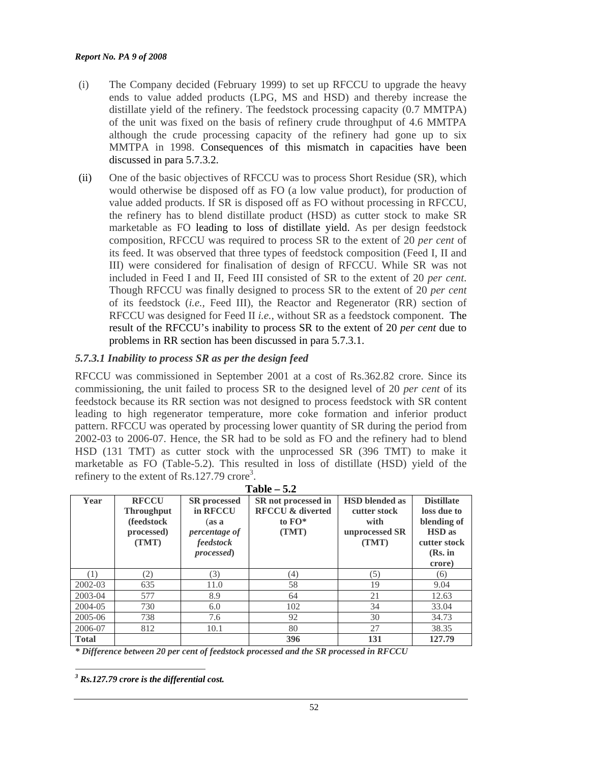(i) The Company decided (February 1999) to set up RFCCU to upgrade the heavy ends to value added products (LPG, MS and HSD) and thereby increase the distillate yield of the refinery. The feedstock processing capacity (0.7 MMTPA) of the unit was fixed on the basis of refinery crude throughput of 4.6 MMTPA although the crude processing capacity of the refinery had gone up to six MMTPA in 1998. Consequences of this mismatch in capacities have been discussed in para 5.7.3.2.

(ii) One of the basic objectives of RFCCU was to process Short Residue (SR), which would otherwise be disposed off as FO (a low value product), for production of value added products. If SR is disposed off as FO without processing in RFCCU, the refinery has to blend distillate product (HSD) as cutter stock to make SR marketable as FO leading to loss of distillate yield. As per design feedstock composition, RFCCU was required to process SR to the extent of 20 *per cent* of its feed. It was observed that three types of feedstock composition (Feed I, II and III) were considered for finalisation of design of RFCCU. While SR was not included in Feed I and II, Feed III consisted of SR to the extent of 20 *per cent*. Though RFCCU was finally designed to process SR to the extent of 20 *per cent* of its feedstock (*i.e.,* Feed III), the Reactor and Regenerator (RR) section of RFCCU was designed for Feed II *i.e.*, without SR as a feedstock component. The result of the RFCCU's inability to process SR to the extent of 20 *per cent* due to problems in RR section has been discussed in para 5.7.3.1.

### *5.7.3.1 Inability to process SR as per the design feed*

RFCCU was commissioned in September 2001 at a cost of Rs.362.82 crore. Since its commissioning, the unit failed to process SR to the designed level of 20 *per cent* of its feedstock because its RR section was not designed to process feedstock with SR content leading to high regenerator temperature, more coke formation and inferior product pattern. RFCCU was operated by processing lower quantity of SR during the period from 2002-03 to 2006-07. Hence, the SR had to be sold as FO and the refinery had to blend HSD (131 TMT) as cutter stock with the unprocessed SR (396 TMT) to make it marketable as FO (Table-5.2). This resulted in loss of distillate (HSD) yield of the refinery to the extent of Rs.127.79 crore[3].

**Table – 5.2**

| Year | RFCCU Throughput (feedstock processed) (TMT) | SR processed in RFCCU (as a *percentage of feedstock processed*) | SR not processed in RFCCU & diverted to FO* (TMT) | HSD blended as cutter stock with unprocessed SR (TMT) | Distillate loss due to blending of HSD as cutter stock (Rs. in crore) |
|---|---|---|---|---|---|
| (1) | (2) | (3) | (4) | (5) | (6) |
| 2002-03 | 635 | 11.0 | 58 | 19 | 9.04 |
| 2003-04 | 577 | 8.9 | 64 | 21 | 12.63 |
| 2004-05 | 730 | 6.0 | 102 | 34 | 33.04 |
| 2005-06 | 738 | 7.6 | 92 | 30 | 34.73 |
| 2006-07 | 812 | 10.1 | 80 | 27 | 38.35 |
| **Total** | | | **396** | **131** | **127.79** |

***\* Difference between 20 per cent of feedstock processed and the SR processed in RFCCU***

***[3] Rs.127.79 crore is the differential cost.***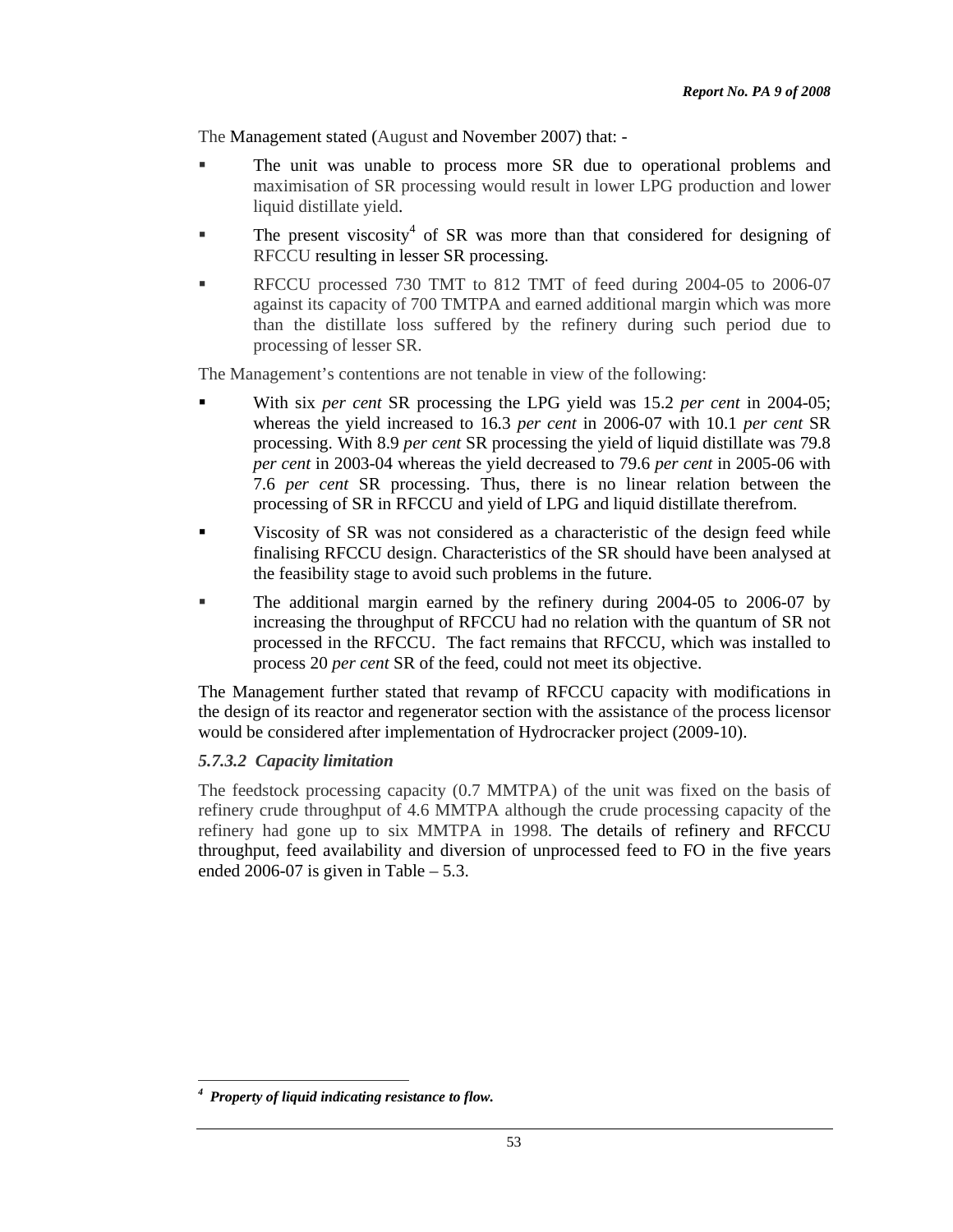The Management stated (August and November 2007) that: -

- The unit was unable to process more SR due to operational problems and maximisation of SR processing would result in lower LPG production and lower liquid distillate yield.
- The present viscosity[4] of SR was more than that considered for designing of RFCCU resulting in lesser SR processing.
- RFCCU processed 730 TMT to 812 TMT of feed during 2004-05 to 2006-07 against its capacity of 700 TMTPA and earned additional margin which was more than the distillate loss suffered by the refinery during such period due to processing of lesser SR.

The Management's contentions are not tenable in view of the following:

- With six *per cent* SR processing the LPG yield was 15.2 *per cent* in 2004-05; whereas the yield increased to 16.3 *per cent* in 2006-07 with 10.1 *per cent* SR processing. With 8.9 *per cent* SR processing the yield of liquid distillate was 79.8 *per cent* in 2003-04 whereas the yield decreased to 79.6 *per cent* in 2005-06 with 7.6 *per cent* SR processing. Thus, there is no linear relation between the processing of SR in RFCCU and yield of LPG and liquid distillate therefrom.
- Viscosity of SR was not considered as a characteristic of the design feed while finalising RFCCU design. Characteristics of the SR should have been analysed at the feasibility stage to avoid such problems in the future.
- The additional margin earned by the refinery during 2004-05 to 2006-07 by increasing the throughput of RFCCU had no relation with the quantum of SR not processed in the RFCCU. The fact remains that RFCCU, which was installed to process 20 *per cent* SR of the feed, could not meet its objective.

The Management further stated that revamp of RFCCU capacity with modifications in the design of its reactor and regenerator section with the assistance of the process licensor would be considered after implementation of Hydrocracker project (2009-10).

### *5.7.3.2 Capacity limitation*

The feedstock processing capacity (0.7 MMTPA) of the unit was fixed on the basis of refinery crude throughput of 4.6 MMTPA although the crude processing capacity of the refinery had gone up to six MMTPA in 1998. The details of refinery and RFCCU throughput, feed availability and diversion of unprocessed feed to FO in the five years ended 2006-07 is given in Table – 5.3.

---

[4] ***Property of liquid indicating resistance to flow.***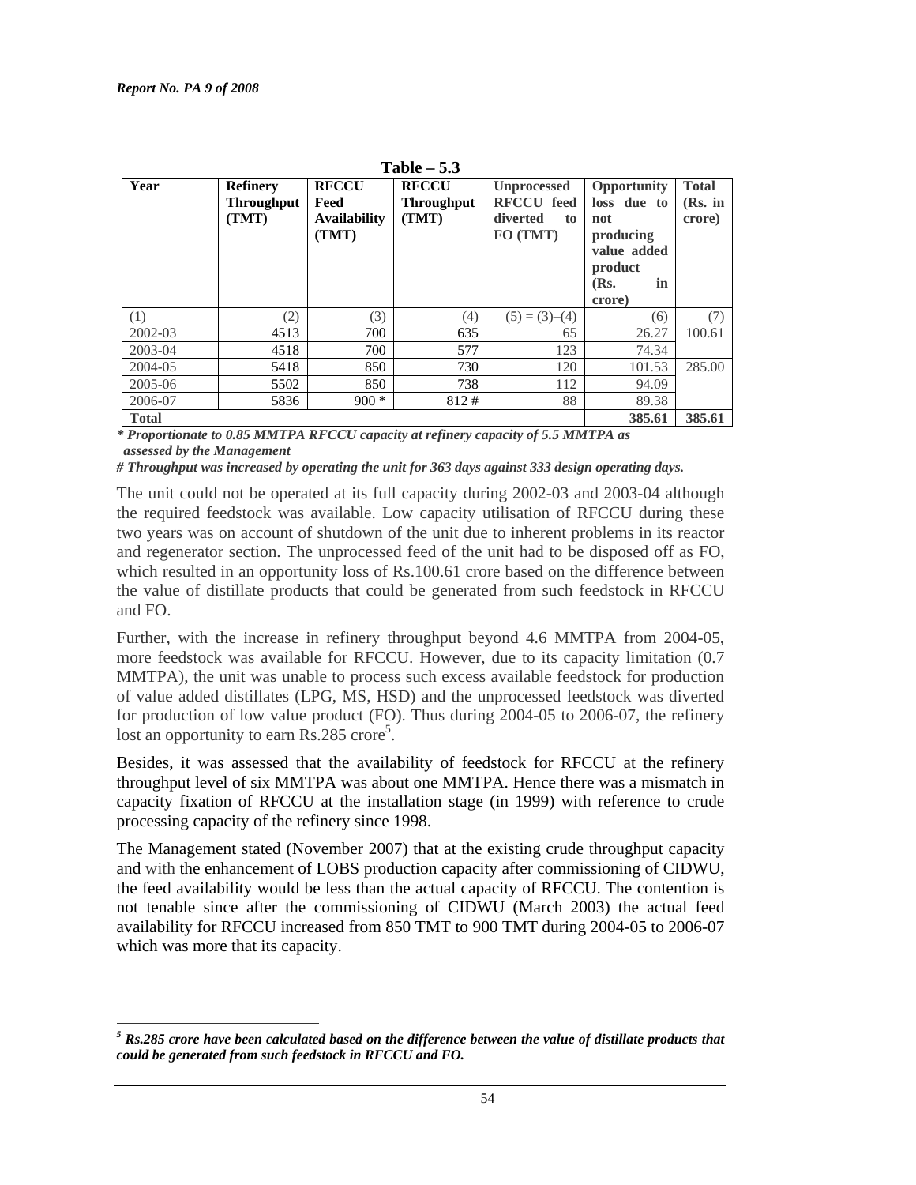**Table – 5.3**

| Year | Refinery Throughput (TMT) | RFCCU Feed Availability (TMT) | RFCCU Throughput (TMT) | Unprocessed RFCCU feed diverted to FO (TMT) | Opportunity loss due to not producing value added product (Rs. in crore) | Total (Rs. in crore) |
|---|---|---|---|---|---|---|
| (1) | (2) | (3) | (4) | (5) = (3)–(4) | (6) | (7) |
| 2002-03 | 4513 | 700 | 635 | 65 | 26.27 | 100.61 |
| 2003-04 | 4518 | 700 | 577 | 123 | 74.34 | |
| 2004-05 | 5418 | 850 | 730 | 120 | 101.53 | 285.00 |
| 2005-06 | 5502 | 850 | 738 | 112 | 94.09 | |
| 2006-07 | 5836 | 900 * | 812 # | 88 | 89.38 | |
| **Total** | | | | | **385.61** | **385.61** |

***\* Proportionate to 0.85 MMTPA RFCCU capacity at refinery capacity of 5.5 MMTPA as assessed by the Management***

***# Throughput was increased by operating the unit for 363 days against 333 design operating days.***

The unit could not be operated at its full capacity during 2002-03 and 2003-04 although the required feedstock was available. Low capacity utilisation of RFCCU during these two years was on account of shutdown of the unit due to inherent problems in its reactor and regenerator section. The unprocessed feed of the unit had to be disposed off as FO, which resulted in an opportunity loss of Rs.100.61 crore based on the difference between the value of distillate products that could be generated from such feedstock in RFCCU and FO.

Further, with the increase in refinery throughput beyond 4.6 MMTPA from 2004-05, more feedstock was available for RFCCU. However, due to its capacity limitation (0.7 MMTPA), the unit was unable to process such excess available feedstock for production of value added distillates (LPG, MS, HSD) and the unprocessed feedstock was diverted for production of low value product (FO). Thus during 2004-05 to 2006-07, the refinery lost an opportunity to earn Rs.285 crore[5].

Besides, it was assessed that the availability of feedstock for RFCCU at the refinery throughput level of six MMTPA was about one MMTPA. Hence there was a mismatch in capacity fixation of RFCCU at the installation stage (in 1999) with reference to crude processing capacity of the refinery since 1998.

The Management stated (November 2007) that at the existing crude throughput capacity and with the enhancement of LOBS production capacity after commissioning of CIDWU, the feed availability would be less than the actual capacity of RFCCU. The contention is not tenable since after the commissioning of CIDWU (March 2003) the actual feed availability for RFCCU increased from 850 TMT to 900 TMT during 2004-05 to 2006-07 which was more that its capacity.

---

***[5] Rs.285 crore have been calculated based on the difference between the value of distillate products that could be generated from such feedstock in RFCCU and FO.***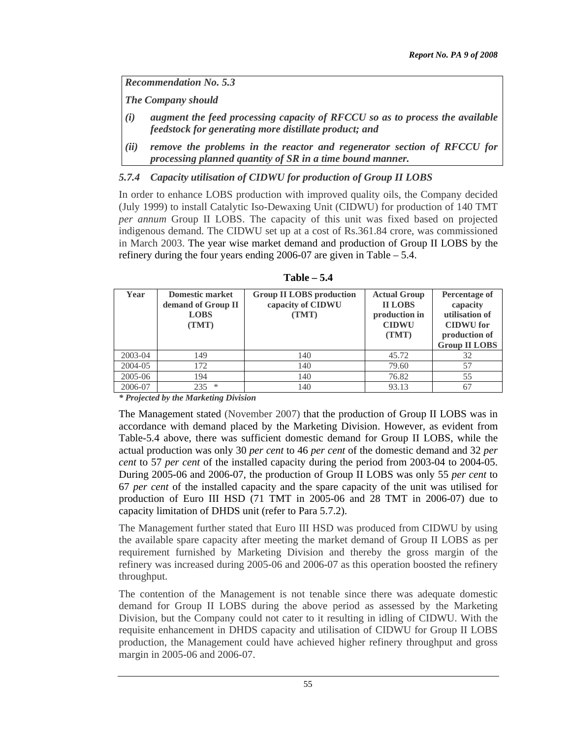***Recommendation No. 5.3***

***The Company should***

***(i) augment the feed processing capacity of RFCCU so as to process the available feedstock for generating more distillate product; and***

***(ii) remove the problems in the reactor and regenerator section of RFCCU for processing planned quantity of SR in a time bound manner.***

### *5.7.4 Capacity utilisation of CIDWU for production of Group II LOBS*

In order to enhance LOBS production with improved quality oils, the Company decided (July 1999) to install Catalytic Iso-Dewaxing Unit (CIDWU) for production of 140 TMT *per annum* Group II LOBS. The capacity of this unit was fixed based on projected indigenous demand. The CIDWU set up at a cost of Rs.361.84 crore, was commissioned in March 2003. The year wise market demand and production of Group II LOBS by the refinery during the four years ending 2006-07 are given in Table – 5.4.

**Table – 5.4**

| Year | Domestic market demand of Group II LOBS (TMT) | Group II LOBS production capacity of CIDWU (TMT) | Actual Group II LOBS production in CIDWU (TMT) | Percentage of capacity utilisation of CIDWU for production of Group II LOBS |
|---|---|---|---|---|
| 2003-04 | 149 | 140 | 45.72 | 32 |
| 2004-05 | 172 | 140 | 79.60 | 57 |
| 2005-06 | 194 | 140 | 76.82 | 55 |
| 2006-07 | 235 * | 140 | 93.13 | 67 |

***\* Projected by the Marketing Division***

The Management stated (November 2007) that the production of Group II LOBS was in accordance with demand placed by the Marketing Division. However, as evident from Table-5.4 above, there was sufficient domestic demand for Group II LOBS, while the actual production was only 30 *per cent* to 46 *per cent* of the domestic demand and 32 *per cent* to 57 *per cent* of the installed capacity during the period from 2003-04 to 2004-05. During 2005-06 and 2006-07, the production of Group II LOBS was only 55 *per cent* to 67 *per cent* of the installed capacity and the spare capacity of the unit was utilised for production of Euro III HSD (71 TMT in 2005-06 and 28 TMT in 2006-07) due to capacity limitation of DHDS unit (refer to Para 5.7.2).

The Management further stated that Euro III HSD was produced from CIDWU by using the available spare capacity after meeting the market demand of Group II LOBS as per requirement furnished by Marketing Division and thereby the gross margin of the refinery was increased during 2005-06 and 2006-07 as this operation boosted the refinery throughput.

The contention of the Management is not tenable since there was adequate domestic demand for Group II LOBS during the above period as assessed by the Marketing Division, but the Company could not cater to it resulting in idling of CIDWU. With the requisite enhancement in DHDS capacity and utilisation of CIDWU for Group II LOBS production, the Management could have achieved higher refinery throughput and gross margin in 2005-06 and 2006-07.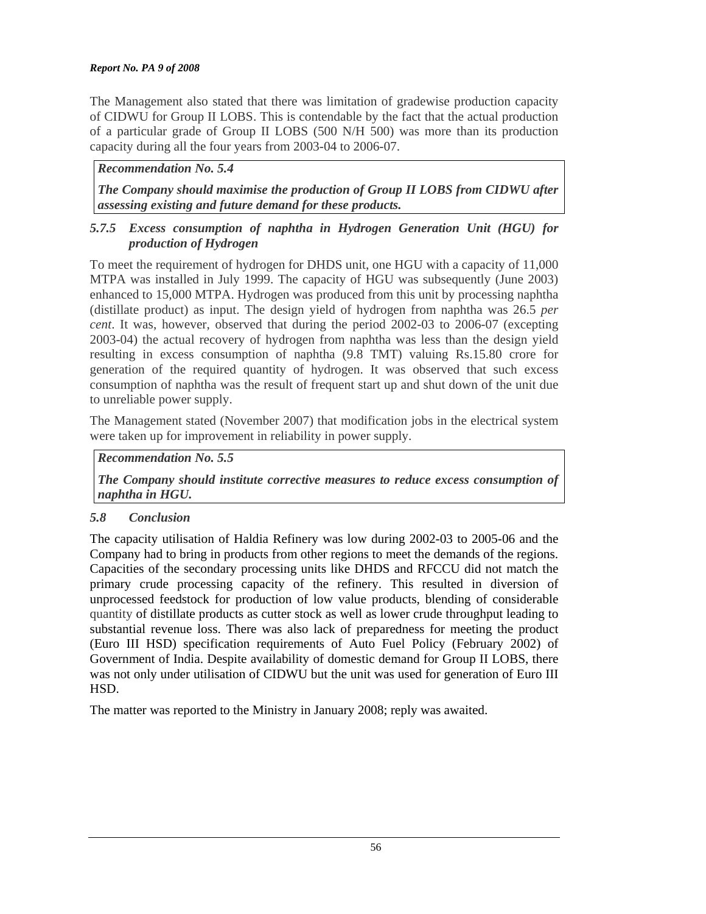The Management also stated that there was limitation of gradewise production capacity of CIDWU for Group II LOBS. This is contendable by the fact that the actual production of a particular grade of Group II LOBS (500 N/H 500) was more than its production capacity during all the four years from 2003-04 to 2006-07.

***Recommendation No. 5.4***

***The Company should maximise the production of Group II LOBS from CIDWU after assessing existing and future demand for these products.***

### *5.7.5 Excess consumption of naphtha in Hydrogen Generation Unit (HGU) for production of Hydrogen*

To meet the requirement of hydrogen for DHDS unit, one HGU with a capacity of 11,000 MTPA was installed in July 1999. The capacity of HGU was subsequently (June 2003) enhanced to 15,000 MTPA. Hydrogen was produced from this unit by processing naphtha (distillate product) as input. The design yield of hydrogen from naphtha was 26.5 *per cent*. It was, however, observed that during the period 2002-03 to 2006-07 (excepting 2003-04) the actual recovery of hydrogen from naphtha was less than the design yield resulting in excess consumption of naphtha (9.8 TMT) valuing Rs.15.80 crore for generation of the required quantity of hydrogen. It was observed that such excess consumption of naphtha was the result of frequent start up and shut down of the unit due to unreliable power supply.

The Management stated (November 2007) that modification jobs in the electrical system were taken up for improvement in reliability in power supply.

***Recommendation No. 5.5***

***The Company should institute corrective measures to reduce excess consumption of naphtha in HGU.***

## *5.8 Conclusion*

The capacity utilisation of Haldia Refinery was low during 2002-03 to 2005-06 and the Company had to bring in products from other regions to meet the demands of the regions. Capacities of the secondary processing units like DHDS and RFCCU did not match the primary crude processing capacity of the refinery. This resulted in diversion of unprocessed feedstock for production of low value products, blending of considerable quantity of distillate products as cutter stock as well as lower crude throughput leading to substantial revenue loss. There was also lack of preparedness for meeting the product (Euro III HSD) specification requirements of Auto Fuel Policy (February 2002) of Government of India. Despite availability of domestic demand for Group II LOBS, there was not only under utilisation of CIDWU but the unit was used for generation of Euro III HSD.

The matter was reported to the Ministry in January 2008; reply was awaited.